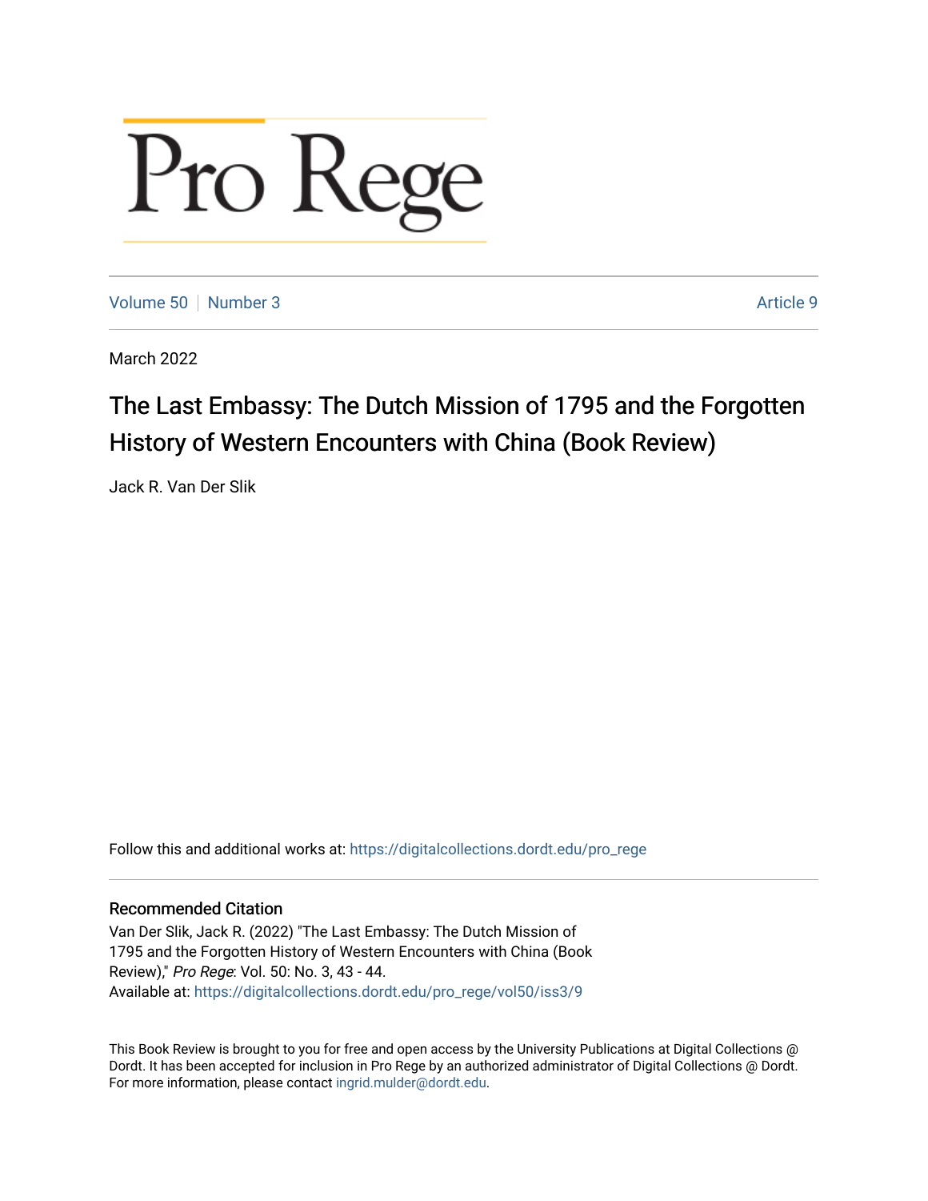# Pro Rege

Volume 50 | Number 3 | Article 9

March 2022

## The Last Embassy: The Dutch Mission of 1795 and the Forgotten History of Western Encounters with China (Book Review)

Jack R. Van Der Slik

Follow this and additional works at: https://digitalcollections.dordt.edu/pro_rege

### Recommended Citation

Van Der Slik, Jack R. (2022) "The Last Embassy: The Dutch Mission of 1795 and the Forgotten History of Western Encounters with China (Book Review)," *Pro Rege*: Vol. 50: No. 3, 43 - 44.
Available at: https://digitalcollections.dordt.edu/pro_rege/vol50/iss3/9

This Book Review is brought to you for free and open access by the University Publications at Digital Collections @ Dordt. It has been accepted for inclusion in Pro Rege by an authorized administrator of Digital Collections @ Dordt. For more information, please contact ingrid.mulder@dordt.edu.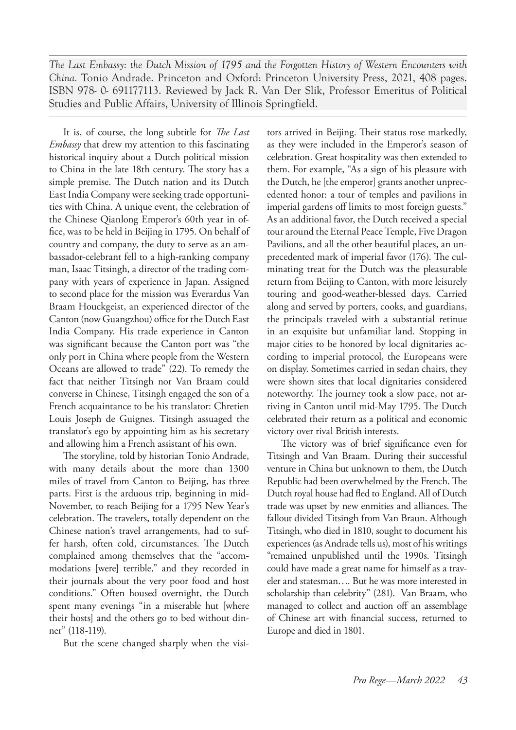*The Last Embassy: the Dutch Mission of 1795 and the Forgotten History of Western Encounters with China.* Tonio Andrade. Princeton and Oxford: Princeton University Press, 2021, 408 pages. ISBN 978- 0- 691177113. Reviewed by Jack R. Van Der Slik, Professor Emeritus of Political Studies and Public Affairs, University of Illinois Springfield.

It is, of course, the long subtitle for *The Last Embassy* that drew my attention to this fascinating historical inquiry about a Dutch political mission to China in the late 18th century. The story has a simple premise. The Dutch nation and its Dutch East India Company were seeking trade opportunities with China. A unique event, the celebration of the Chinese Qianlong Emperor's 60th year in office, was to be held in Beijing in 1795. On behalf of country and company, the duty to serve as an ambassador-celebrant fell to a high-ranking company man, Isaac Titsingh, a director of the trading company with years of experience in Japan. Assigned to second place for the mission was Everardus Van Braam Houckgeist, an experienced director of the Canton (now Guangzhou) office for the Dutch East India Company. His trade experience in Canton was significant because the Canton port was "the only port in China where people from the Western Oceans are allowed to trade" (22). To remedy the fact that neither Titsingh nor Van Braam could converse in Chinese, Titsingh engaged the son of a French acquaintance to be his translator: Chretien Louis Joseph de Guignes. Titsingh assuaged the translator's ego by appointing him as his secretary and allowing him a French assistant of his own.

The storyline, told by historian Tonio Andrade, with many details about the more than 1300 miles of travel from Canton to Beijing, has three parts. First is the arduous trip, beginning in mid-November, to reach Beijing for a 1795 New Year's celebration. The travelers, totally dependent on the Chinese nation's travel arrangements, had to suffer harsh, often cold, circumstances. The Dutch complained among themselves that the "accommodations [were] terrible," and they recorded in their journals about the very poor food and host conditions." Often housed overnight, the Dutch spent many evenings "in a miserable hut [where their hosts] and the others go to bed without dinner" (118-119).

But the scene changed sharply when the visitors arrived in Beijing. Their status rose markedly, as they were included in the Emperor's season of celebration. Great hospitality was then extended to them. For example, "As a sign of his pleasure with the Dutch, he [the emperor] grants another unprecedented honor: a tour of temples and pavilions in imperial gardens off limits to most foreign guests." As an additional favor, the Dutch received a special tour around the Eternal Peace Temple, Five Dragon Pavilions, and all the other beautiful places, an unprecedented mark of imperial favor (176). The culminating treat for the Dutch was the pleasurable return from Beijing to Canton, with more leisurely touring and good-weather-blessed days. Carried along and served by porters, cooks, and guardians, the principals traveled with a substantial retinue in an exquisite but unfamiliar land. Stopping in major cities to be honored by local dignitaries according to imperial protocol, the Europeans were on display. Sometimes carried in sedan chairs, they were shown sites that local dignitaries considered noteworthy. The journey took a slow pace, not arriving in Canton until mid-May 1795. The Dutch celebrated their return as a political and economic victory over rival British interests.

The victory was of brief significance even for Titsingh and Van Braam. During their successful venture in China but unknown to them, the Dutch Republic had been overwhelmed by the French. The Dutch royal house had fled to England. All of Dutch trade was upset by new enmities and alliances. The fallout divided Titsingh from Van Braun. Although Titsingh, who died in 1810, sought to document his experiences (as Andrade tells us), most of his writings "remained unpublished until the 1990s. Titsingh could have made a great name for himself as a traveler and statesman…. But he was more interested in scholarship than celebrity" (281). Van Braam, who managed to collect and auction off an assemblage of Chinese art with financial success, returned to Europe and died in 1801.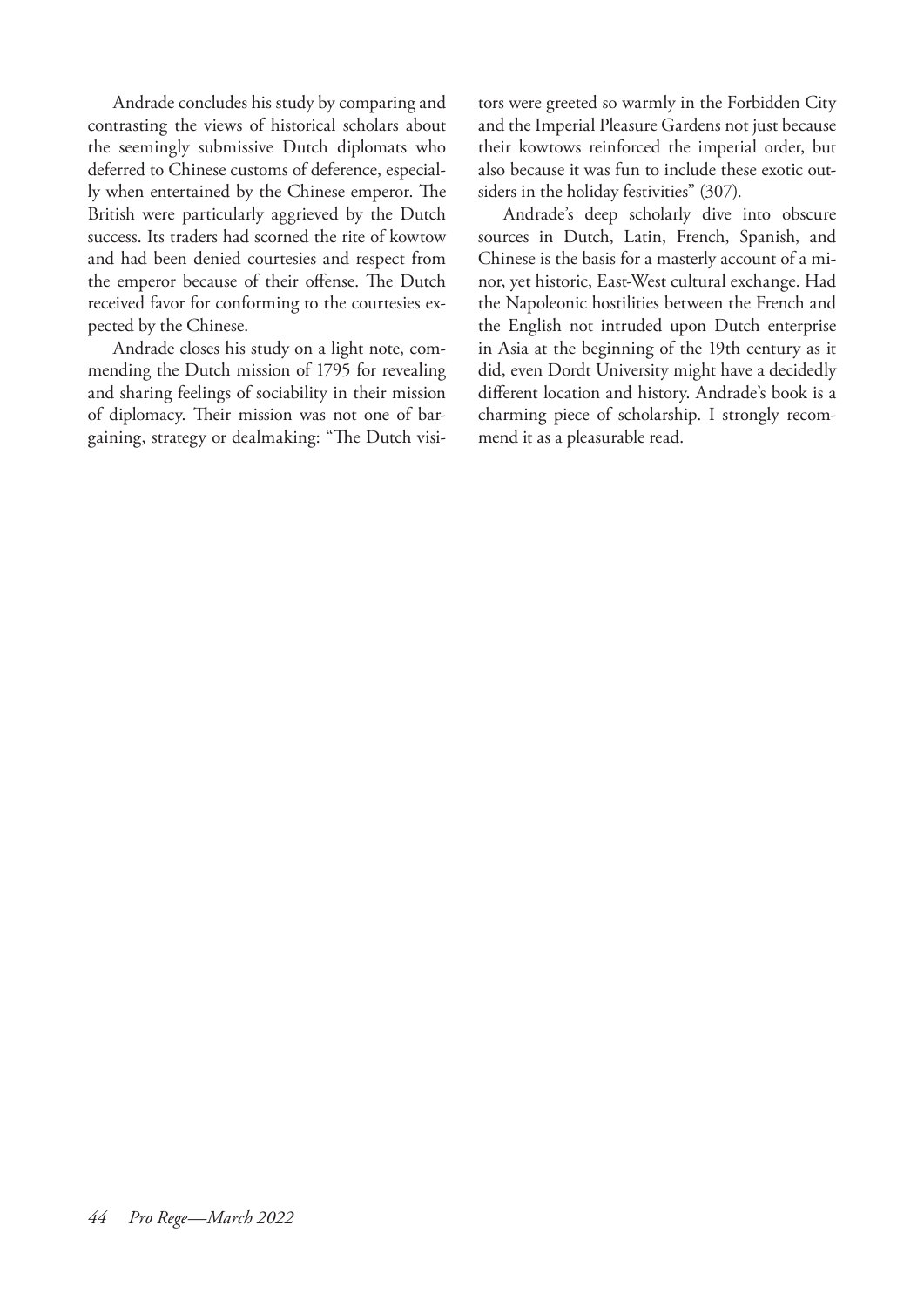Andrade concludes his study by comparing and contrasting the views of historical scholars about the seemingly submissive Dutch diplomats who deferred to Chinese customs of deference, especially when entertained by the Chinese emperor. The British were particularly aggrieved by the Dutch success. Its traders had scorned the rite of kowtow and had been denied courtesies and respect from the emperor because of their offense. The Dutch received favor for conforming to the courtesies expected by the Chinese.

Andrade closes his study on a light note, commending the Dutch mission of 1795 for revealing and sharing feelings of sociability in their mission of diplomacy. Their mission was not one of bargaining, strategy or dealmaking: "The Dutch visitors were greeted so warmly in the Forbidden City and the Imperial Pleasure Gardens not just because their kowtows reinforced the imperial order, but also because it was fun to include these exotic outsiders in the holiday festivities" (307).

Andrade's deep scholarly dive into obscure sources in Dutch, Latin, French, Spanish, and Chinese is the basis for a masterly account of a minor, yet historic, East-West cultural exchange. Had the Napoleonic hostilities between the French and the English not intruded upon Dutch enterprise in Asia at the beginning of the 19th century as it did, even Dordt University might have a decidedly different location and history. Andrade's book is a charming piece of scholarship. I strongly recommend it as a pleasurable read.